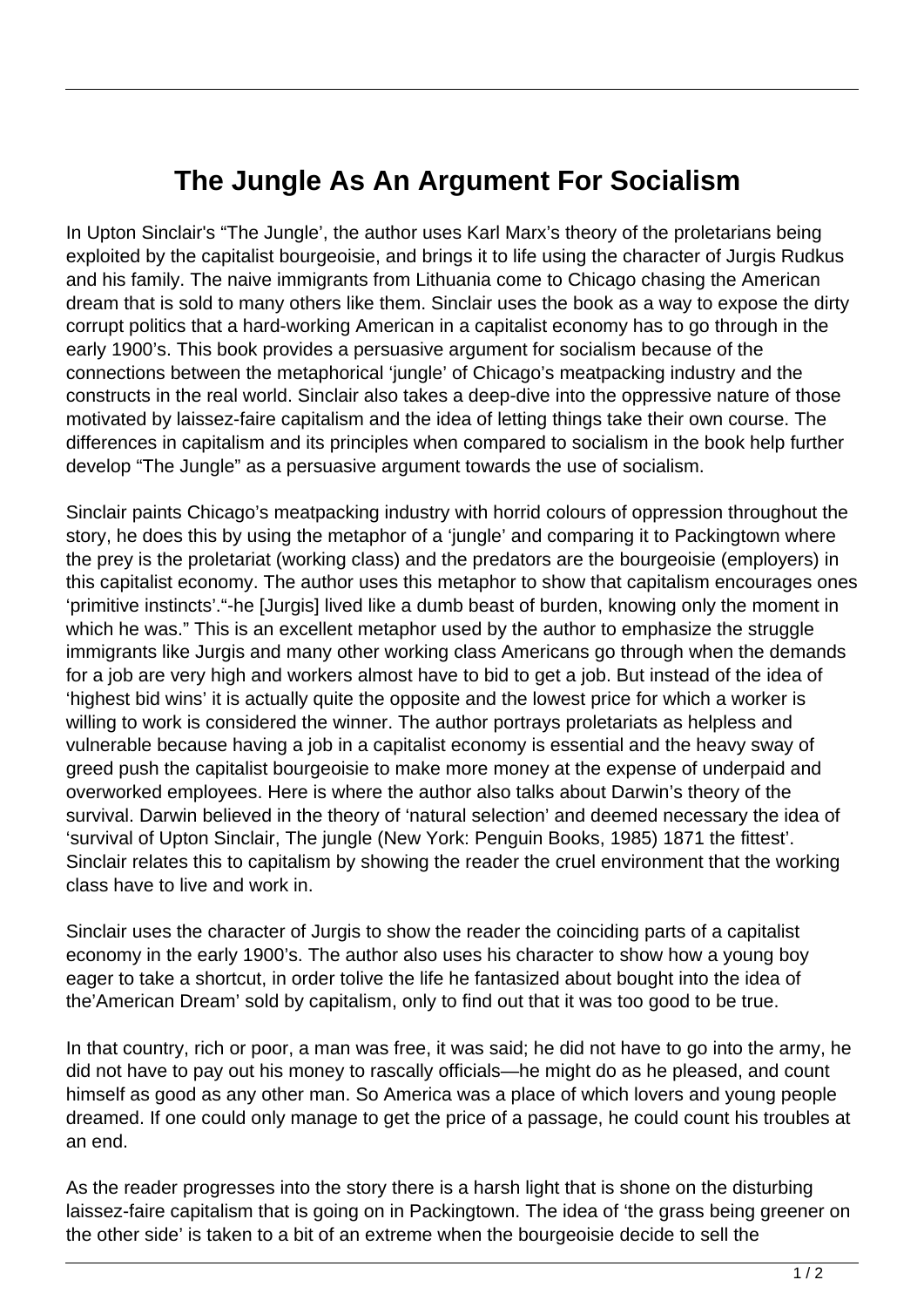# The Jungle As An Argument For Socialism

In Upton Sinclair's "The Jungle', the author uses Karl Marx's theory of the proletarians being exploited by the capitalist bourgeoisie, and brings it to life using the character of Jurgis Rudkus and his family. The naive immigrants from Lithuania come to Chicago chasing the American dream that is sold to many others like them. Sinclair uses the book as a way to expose the dirty corrupt politics that a hard-working American in a capitalist economy has to go through in the early 1900's. This book provides a persuasive argument for socialism because of the connections between the metaphorical 'jungle' of Chicago's meatpacking industry and the constructs in the real world. Sinclair also takes a deep-dive into the oppressive nature of those motivated by laissez-faire capitalism and the idea of letting things take their own course. The differences in capitalism and its principles when compared to socialism in the book help further develop "The Jungle" as a persuasive argument towards the use of socialism.

Sinclair paints Chicago's meatpacking industry with horrid colours of oppression throughout the story, he does this by using the metaphor of a 'jungle' and comparing it to Packingtown where the prey is the proletariat (working class) and the predators are the bourgeoisie (employers) in this capitalist economy. The author uses this metaphor to show that capitalism encourages ones 'primitive instincts'."-he [Jurgis] lived like a dumb beast of burden, knowing only the moment in which he was." This is an excellent metaphor used by the author to emphasize the struggle immigrants like Jurgis and many other working class Americans go through when the demands for a job are very high and workers almost have to bid to get a job. But instead of the idea of 'highest bid wins' it is actually quite the opposite and the lowest price for which a worker is willing to work is considered the winner. The author portrays proletariats as helpless and vulnerable because having a job in a capitalist economy is essential and the heavy sway of greed push the capitalist bourgeoisie to make more money at the expense of underpaid and overworked employees. Here is where the author also talks about Darwin's theory of the survival. Darwin believed in the theory of 'natural selection' and deemed necessary the idea of 'survival of Upton Sinclair, The jungle (New York: Penguin Books, 1985) 1871 the fittest'. Sinclair relates this to capitalism by showing the reader the cruel environment that the working class have to live and work in.

Sinclair uses the character of Jurgis to show the reader the coinciding parts of a capitalist economy in the early 1900's. The author also uses his character to show how a young boy eager to take a shortcut, in order tolive the life he fantasized about bought into the idea of the'American Dream' sold by capitalism, only to find out that it was too good to be true.

In that country, rich or poor, a man was free, it was said; he did not have to go into the army, he did not have to pay out his money to rascally officials—he might do as he pleased, and count himself as good as any other man. So America was a place of which lovers and young people dreamed. If one could only manage to get the price of a passage, he could count his troubles at an end.

As the reader progresses into the story there is a harsh light that is shone on the disturbing laissez-faire capitalism that is going on in Packingtown. The idea of 'the grass being greener on the other side' is taken to a bit of an extreme when the bourgeoisie decide to sell the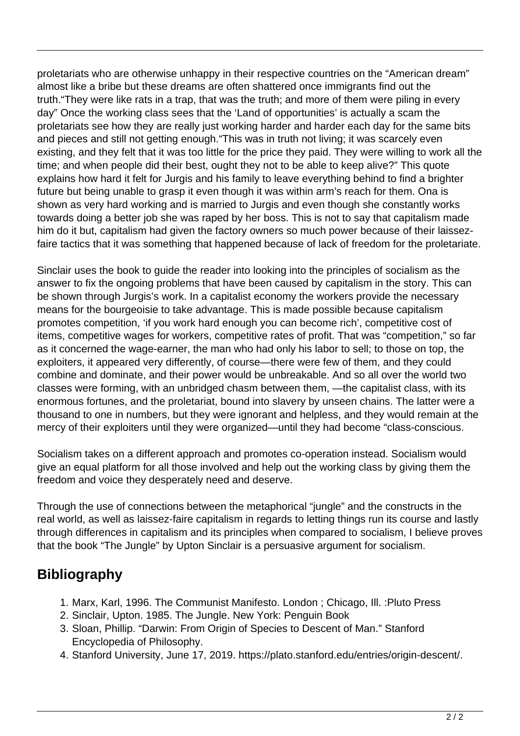proletariats who are otherwise unhappy in their respective countries on the "American dream" almost like a bribe but these dreams are often shattered once immigrants find out the truth."They were like rats in a trap, that was the truth; and more of them were piling in every day" Once the working class sees that the 'Land of opportunities' is actually a scam the proletariats see how they are really just working harder and harder each day for the same bits and pieces and still not getting enough."This was in truth not living; it was scarcely even existing, and they felt that it was too little for the price they paid. They were willing to work all the time; and when people did their best, ought they not to be able to keep alive?" This quote explains how hard it felt for Jurgis and his family to leave everything behind to find a brighter future but being unable to grasp it even though it was within arm's reach for them. Ona is shown as very hard working and is married to Jurgis and even though she constantly works towards doing a better job she was raped by her boss. This is not to say that capitalism made him do it but, capitalism had given the factory owners so much power because of their laissez-faire tactics that it was something that happened because of lack of freedom for the proletariate.

Sinclair uses the book to guide the reader into looking into the principles of socialism as the answer to fix the ongoing problems that have been caused by capitalism in the story. This can be shown through Jurgis's work. In a capitalist economy the workers provide the necessary means for the bourgeoisie to take advantage. This is made possible because capitalism promotes competition, 'if you work hard enough you can become rich', competitive cost of items, competitive wages for workers, competitive rates of profit. That was "competition," so far as it concerned the wage-earner, the man who had only his labor to sell; to those on top, the exploiters, it appeared very differently, of course—there were few of them, and they could combine and dominate, and their power would be unbreakable. And so all over the world two classes were forming, with an unbridged chasm between them, —the capitalist class, with its enormous fortunes, and the proletariat, bound into slavery by unseen chains. The latter were a thousand to one in numbers, but they were ignorant and helpless, and they would remain at the mercy of their exploiters until they were organized—until they had become "class-conscious.

Socialism takes on a different approach and promotes co-operation instead. Socialism would give an equal platform for all those involved and help out the working class by giving them the freedom and voice they desperately need and deserve.

Through the use of connections between the metaphorical "jungle" and the constructs in the real world, as well as laissez-faire capitalism in regards to letting things run its course and lastly through differences in capitalism and its principles when compared to socialism, I believe proves that the book "The Jungle" by Upton Sinclair is a persuasive argument for socialism.

## Bibliography

1. Marx, Karl, 1996. The Communist Manifesto. London ; Chicago, Ill. :Pluto Press
2. Sinclair, Upton. 1985. The Jungle. New York: Penguin Book
3. Sloan, Phillip. "Darwin: From Origin of Species to Descent of Man." Stanford Encyclopedia of Philosophy.
4. Stanford University, June 17, 2019. https://plato.stanford.edu/entries/origin-descent/.